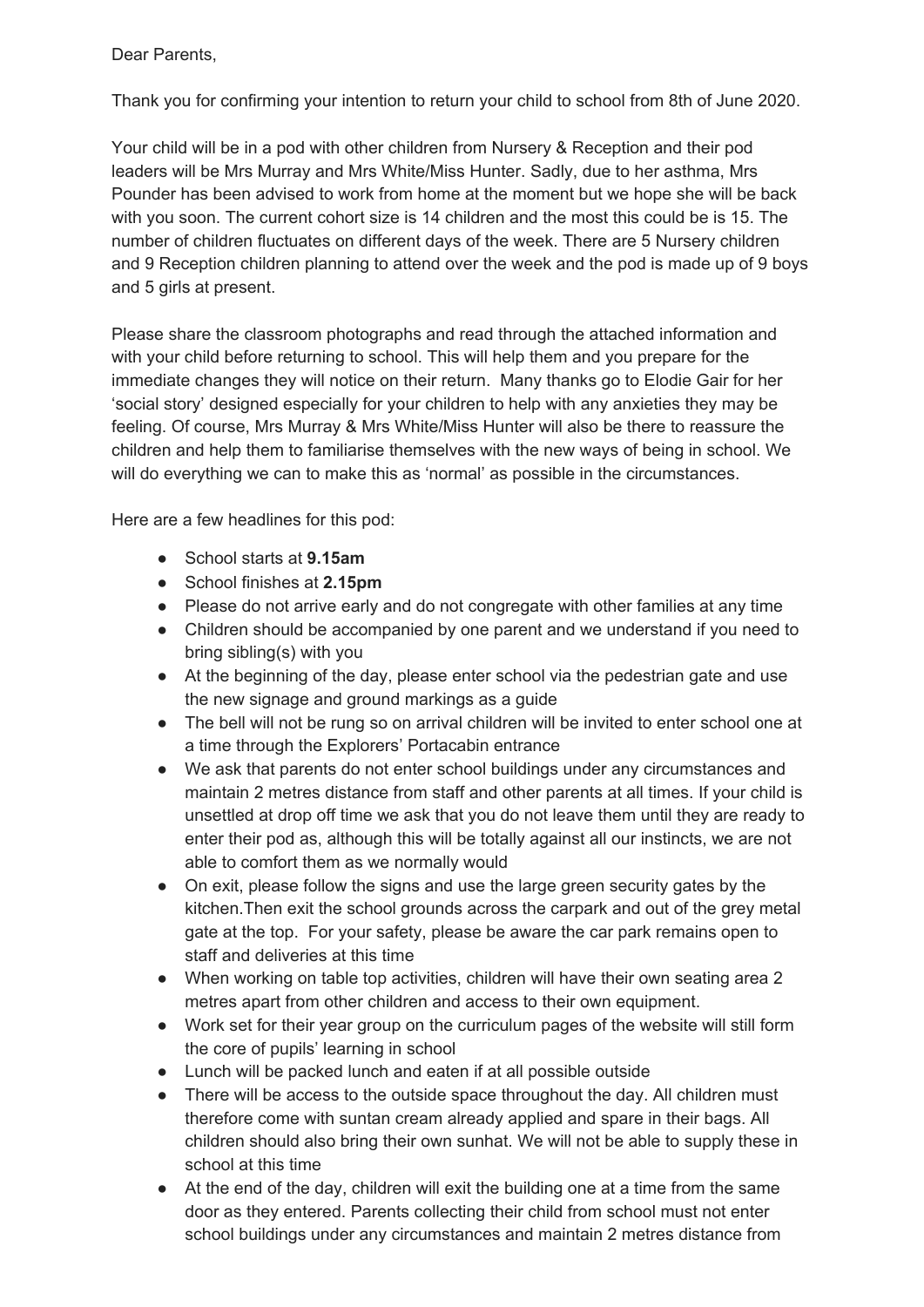Dear Parents,

Thank you for confirming your intention to return your child to school from 8th of June 2020.

Your child will be in a pod with other children from Nursery & Reception and their pod leaders will be Mrs Murray and Mrs White/Miss Hunter. Sadly, due to her asthma, Mrs Pounder has been advised to work from home at the moment but we hope she will be back with you soon. The current cohort size is 14 children and the most this could be is 15. The number of children fluctuates on different days of the week. There are 5 Nursery children and 9 Reception children planning to attend over the week and the pod is made up of 9 boys and 5 girls at present.

Please share the classroom photographs and read through the attached information and with your child before returning to school. This will help them and you prepare for the immediate changes they will notice on their return. Many thanks go to Elodie Gair for her 'social story' designed especially for your children to help with any anxieties they may be feeling. Of course, Mrs Murray & Mrs White/Miss Hunter will also be there to reassure the children and help them to familiarise themselves with the new ways of being in school. We will do everything we can to make this as 'normal' as possible in the circumstances.

Here are a few headlines for this pod:

- School starts at **9.15am**
- School finishes at **2.15pm**
- Please do not arrive early and do not congregate with other families at any time
- Children should be accompanied by one parent and we understand if you need to bring sibling(s) with you
- At the beginning of the day, please enter school via the pedestrian gate and use the new signage and ground markings as a guide
- The bell will not be rung so on arrival children will be invited to enter school one at a time through the Explorers' Portacabin entrance
- We ask that parents do not enter school buildings under any circumstances and maintain 2 metres distance from staff and other parents at all times. If your child is unsettled at drop off time we ask that you do not leave them until they are ready to enter their pod as, although this will be totally against all our instincts, we are not able to comfort them as we normally would
- On exit, please follow the signs and use the large green security gates by the kitchen.Then exit the school grounds across the carpark and out of the grey metal gate at the top. For your safety, please be aware the car park remains open to staff and deliveries at this time
- When working on table top activities, children will have their own seating area 2 metres apart from other children and access to their own equipment.
- Work set for their year group on the curriculum pages of the website will still form the core of pupils' learning in school
- Lunch will be packed lunch and eaten if at all possible outside
- There will be access to the outside space throughout the day. All children must therefore come with suntan cream already applied and spare in their bags. All children should also bring their own sunhat. We will not be able to supply these in school at this time
- At the end of the day, children will exit the building one at a time from the same door as they entered. Parents collecting their child from school must not enter school buildings under any circumstances and maintain 2 metres distance from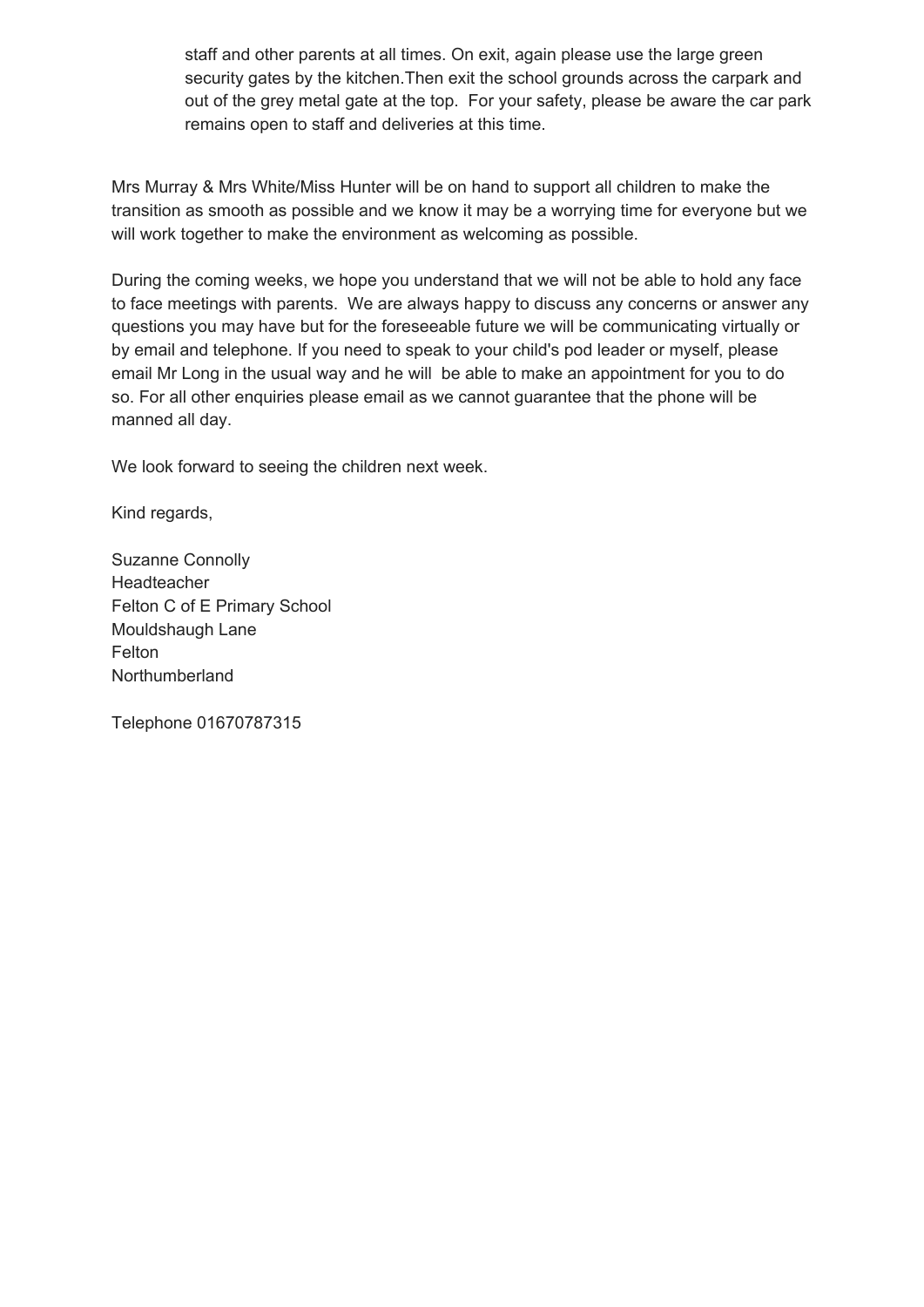staff and other parents at all times. On exit, again please use the large green security gates by the kitchen.Then exit the school grounds across the carpark and out of the grey metal gate at the top. For your safety, please be aware the car park remains open to staff and deliveries at this time.

Mrs Murray & Mrs White/Miss Hunter will be on hand to support all children to make the transition as smooth as possible and we know it may be a worrying time for everyone but we will work together to make the environment as welcoming as possible.

During the coming weeks, we hope you understand that we will not be able to hold any face to face meetings with parents. We are always happy to discuss any concerns or answer any questions you may have but for the foreseeable future we will be communicating virtually or by email and telephone. If you need to speak to your child's pod leader or myself, please email Mr Long in the usual way and he will be able to make an appointment for you to do so. For all other enquiries please email as we cannot guarantee that the phone will be manned all day.

We look forward to seeing the children next week.

Kind regards,

Suzanne Connolly
Headteacher
Felton C of E Primary School
Mouldshaugh Lane
Felton
Northumberland

Telephone 01670787315